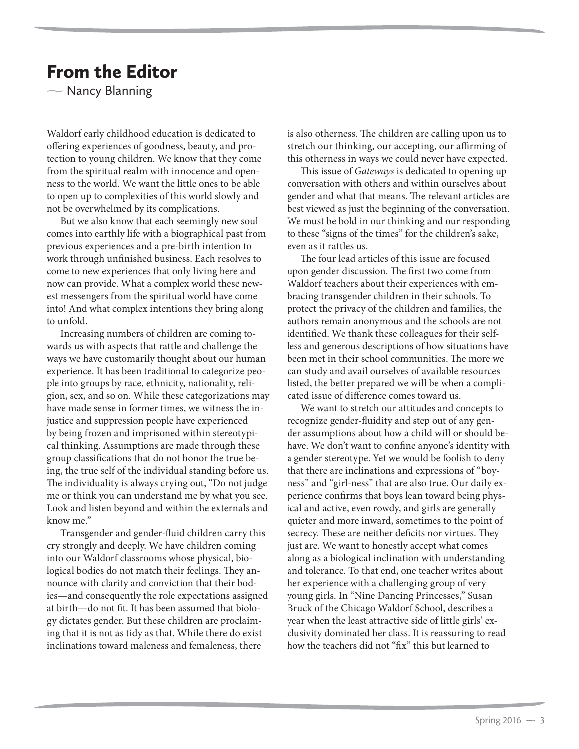# From the Editor

~ Nancy Blanning

Waldorf early childhood education is dedicated to offering experiences of goodness, beauty, and protection to young children. We know that they come from the spiritual realm with innocence and openness to the world. We want the little ones to be able to open up to complexities of this world slowly and not be overwhelmed by its complications.

But we also know that each seemingly new soul comes into earthly life with a biographical past from previous experiences and a pre-birth intention to work through unfinished business. Each resolves to come to new experiences that only living here and now can provide. What a complex world these newest messengers from the spiritual world have come into! And what complex intentions they bring along to unfold.

Increasing numbers of children are coming towards us with aspects that rattle and challenge the ways we have customarily thought about our human experience. It has been traditional to categorize people into groups by race, ethnicity, nationality, religion, sex, and so on. While these categorizations may have made sense in former times, we witness the injustice and suppression people have experienced by being frozen and imprisoned within stereotypical thinking. Assumptions are made through these group classifications that do not honor the true being, the true self of the individual standing before us. The individuality is always crying out, "Do not judge me or think you can understand me by what you see. Look and listen beyond and within the externals and know me."

Transgender and gender-fluid children carry this cry strongly and deeply. We have children coming into our Waldorf classrooms whose physical, biological bodies do not match their feelings. They announce with clarity and conviction that their bodies—and consequently the role expectations assigned at birth—do not fit. It has been assumed that biology dictates gender. But these children are proclaiming that it is not as tidy as that. While there do exist inclinations toward maleness and femaleness, there is also otherness. The children are calling upon us to stretch our thinking, our accepting, our affirming of this otherness in ways we could never have expected.

This issue of *Gateways* is dedicated to opening up conversation with others and within ourselves about gender and what that means. The relevant articles are best viewed as just the beginning of the conversation. We must be bold in our thinking and our responding to these "signs of the times" for the children's sake, even as it rattles us.

The four lead articles of this issue are focused upon gender discussion. The first two come from Waldorf teachers about their experiences with embracing transgender children in their schools. To protect the privacy of the children and families, the authors remain anonymous and the schools are not identified. We thank these colleagues for their selfless and generous descriptions of how situations have been met in their school communities. The more we can study and avail ourselves of available resources listed, the better prepared we will be when a complicated issue of difference comes toward us.

We want to stretch our attitudes and concepts to recognize gender-fluidity and step out of any gender assumptions about how a child will or should behave. We don't want to confine anyone's identity with a gender stereotype. Yet we would be foolish to deny that there are inclinations and expressions of "boy-ness" and "girl-ness" that are also true. Our daily experience confirms that boys lean toward being physical and active, even rowdy, and girls are generally quieter and more inward, sometimes to the point of secrecy. These are neither deficits nor virtues. They just are. We want to honestly accept what comes along as a biological inclination with understanding and tolerance. To that end, one teacher writes about her experience with a challenging group of very young girls. In "Nine Dancing Princesses," Susan Bruck of the Chicago Waldorf School, describes a year when the least attractive side of little girls' exclusivity dominated her class. It is reassuring to read how the teachers did not "fix" this but learned to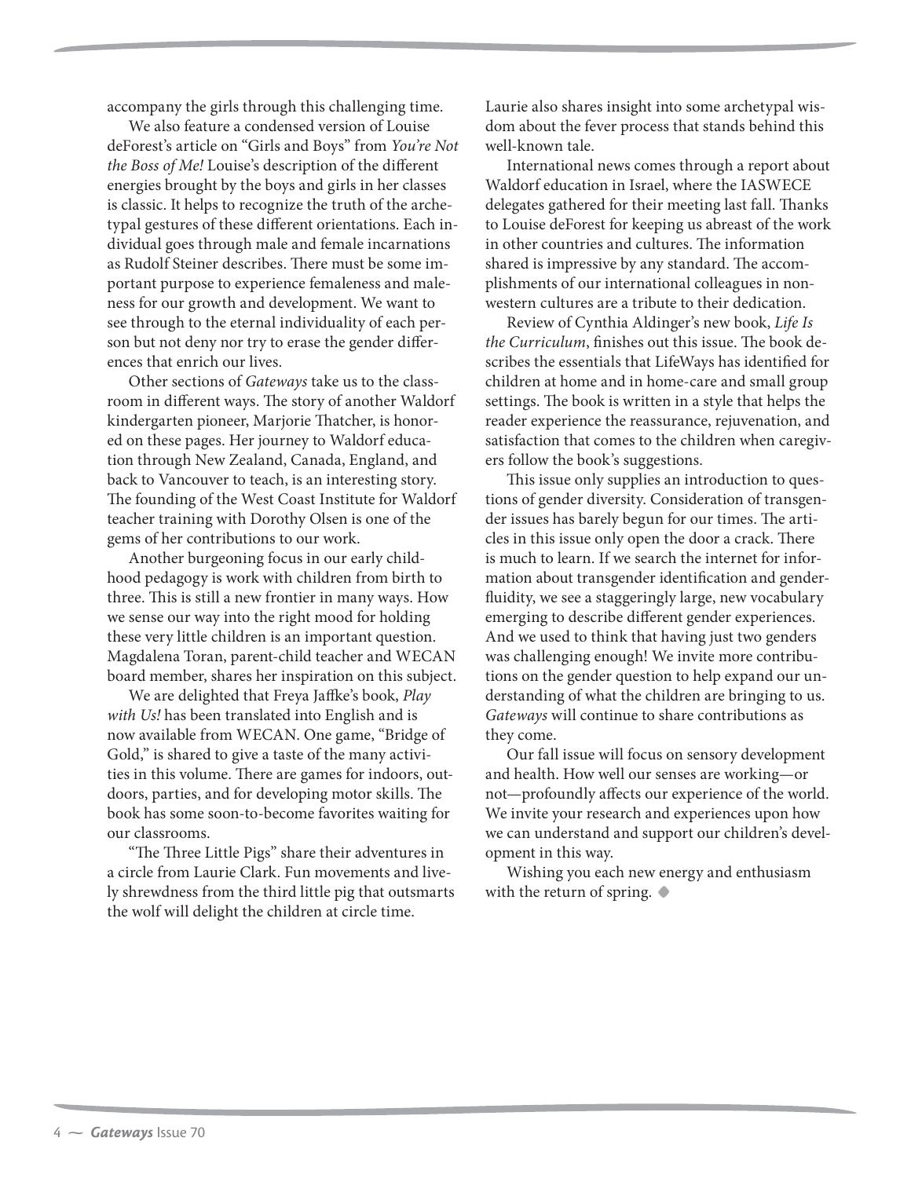accompany the girls through this challenging time.

We also feature a condensed version of Louise deForest's article on "Girls and Boys" from *You're Not the Boss of Me!* Louise's description of the different energies brought by the boys and girls in her classes is classic. It helps to recognize the truth of the archetypal gestures of these different orientations. Each individual goes through male and female incarnations as Rudolf Steiner describes. There must be some important purpose to experience femaleness and maleness for our growth and development. We want to see through to the eternal individuality of each person but not deny nor try to erase the gender differences that enrich our lives.

Other sections of *Gateways* take us to the classroom in different ways. The story of another Waldorf kindergarten pioneer, Marjorie Thatcher, is honored on these pages. Her journey to Waldorf education through New Zealand, Canada, England, and back to Vancouver to teach, is an interesting story. The founding of the West Coast Institute for Waldorf teacher training with Dorothy Olsen is one of the gems of her contributions to our work.

Another burgeoning focus in our early childhood pedagogy is work with children from birth to three. This is still a new frontier in many ways. How we sense our way into the right mood for holding these very little children is an important question. Magdalena Toran, parent-child teacher and WECAN board member, shares her inspiration on this subject.

We are delighted that Freya Jaffke's book, *Play with Us!* has been translated into English and is now available from WECAN. One game, "Bridge of Gold," is shared to give a taste of the many activities in this volume. There are games for indoors, outdoors, parties, and for developing motor skills. The book has some soon-to-become favorites waiting for our classrooms.

"The Three Little Pigs" share their adventures in a circle from Laurie Clark. Fun movements and lively shrewdness from the third little pig that outsmarts the wolf will delight the children at circle time. Laurie also shares insight into some archetypal wisdom about the fever process that stands behind this well-known tale.

International news comes through a report about Waldorf education in Israel, where the IASWECE delegates gathered for their meeting last fall. Thanks to Louise deForest for keeping us abreast of the work in other countries and cultures. The information shared is impressive by any standard. The accomplishments of our international colleagues in non-western cultures are a tribute to their dedication.

Review of Cynthia Aldinger's new book, *Life Is the Curriculum*, finishes out this issue. The book describes the essentials that LifeWays has identified for children at home and in home-care and small group settings. The book is written in a style that helps the reader experience the reassurance, rejuvenation, and satisfaction that comes to the children when caregivers follow the book's suggestions.

This issue only supplies an introduction to questions of gender diversity. Consideration of transgender issues has barely begun for our times. The articles in this issue only open the door a crack. There is much to learn. If we search the internet for information about transgender identification and gender-fluidity, we see a staggeringly large, new vocabulary emerging to describe different gender experiences. And we used to think that having just two genders was challenging enough! We invite more contributions on the gender question to help expand our understanding of what the children are bringing to us. *Gateways* will continue to share contributions as they come.

Our fall issue will focus on sensory development and health. How well our senses are working—or not—profoundly affects our experience of the world. We invite your research and experiences upon how we can understand and support our children's development in this way.

Wishing you each new energy and enthusiasm with the return of spring. ◆